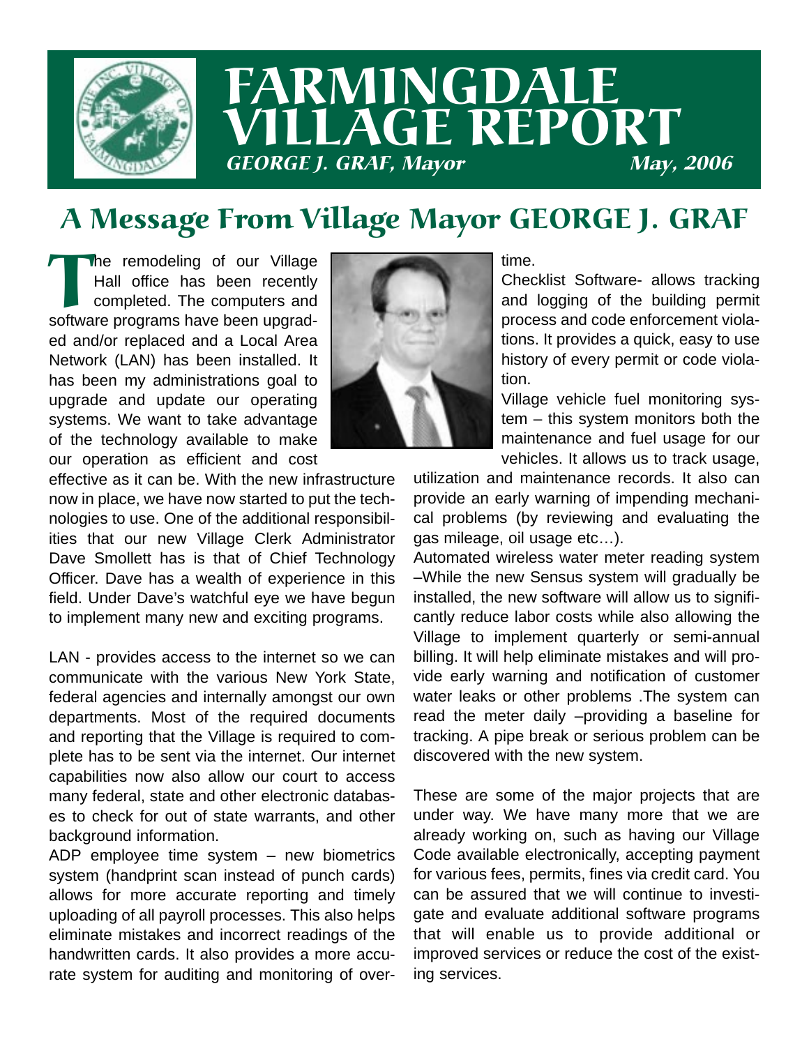# FARMINGDALE VILLAGE REPORT

*GEORGE J. GRAF, Mayor* *May, 2006*

## A Message From Village Mayor GEORGE J. GRAF

The remodeling of our Village Hall office has been recently completed. The computers and software programs have been upgraded and/or replaced and a Local Area Network (LAN) has been installed. It has been my administrations goal to upgrade and update our operating systems. We want to take advantage of the technology available to make our operation as efficient and cost effective as it can be. With the new infrastructure now in place, we have now started to put the technologies to use. One of the additional responsibilities that our new Village Clerk Administrator Dave Smollett has is that of Chief Technology Officer. Dave has a wealth of experience in this field. Under Dave's watchful eye we have begun to implement many new and exciting programs.

LAN - provides access to the internet so we can communicate with the various New York State, federal agencies and internally amongst our own departments. Most of the required documents and reporting that the Village is required to complete has to be sent via the internet. Our internet capabilities now also allow our court to access many federal, state and other electronic databases to check for out of state warrants, and other background information.

ADP employee time system – new biometrics system (handprint scan instead of punch cards) allows for more accurate reporting and timely uploading of all payroll processes. This also helps eliminate mistakes and incorrect readings of the handwritten cards. It also provides a more accurate system for auditing and monitoring of overtime.

Checklist Software- allows tracking and logging of the building permit process and code enforcement violations. It provides a quick, easy to use history of every permit or code violation.

Village vehicle fuel monitoring system – this system monitors both the maintenance and fuel usage for our vehicles. It allows us to track usage, utilization and maintenance records. It also can provide an early warning of impending mechanical problems (by reviewing and evaluating the gas mileage, oil usage etc…).

Automated wireless water meter reading system –While the new Sensus system will gradually be installed, the new software will allow us to significantly reduce labor costs while also allowing the Village to implement quarterly or semi-annual billing. It will help eliminate mistakes and will provide early warning and notification of customer water leaks or other problems .The system can read the meter daily –providing a baseline for tracking. A pipe break or serious problem can be discovered with the new system.

These are some of the major projects that are under way. We have many more that we are already working on, such as having our Village Code available electronically, accepting payment for various fees, permits, fines via credit card. You can be assured that we will continue to investigate and evaluate additional software programs that will enable us to provide additional or improved services or reduce the cost of the existing services.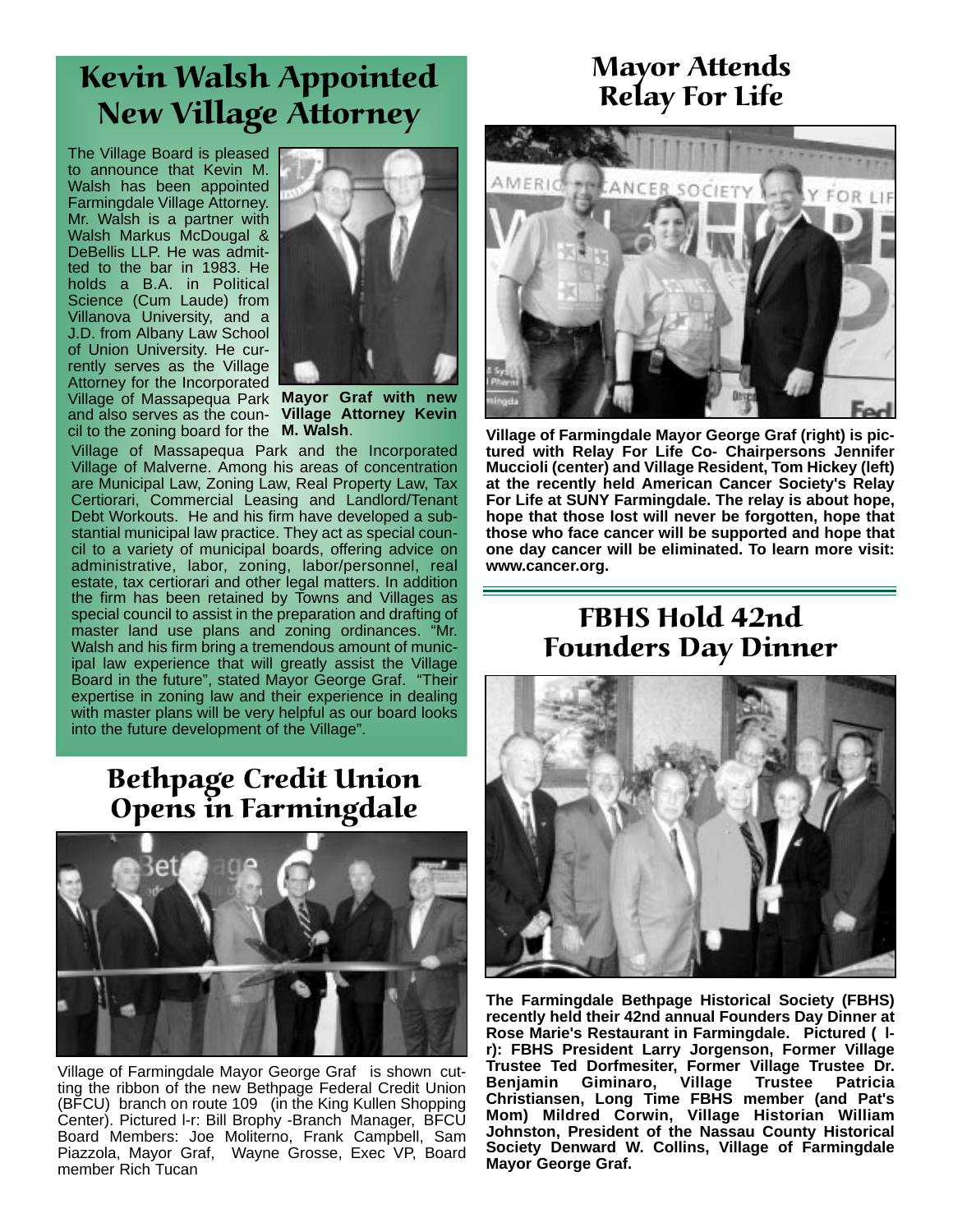# Kevin Walsh Appointed New Village Attorney

The Village Board is pleased to announce that Kevin M. Walsh has been appointed Farmingdale Village Attorney. Mr. Walsh is a partner with Walsh Markus McDougal & DeBellis LLP. He was admitted to the bar in 1983. He holds a B.A. in Political Science (Cum Laude) from Villanova University, and a J.D. from Albany Law School of Union University. He currently serves as the Village Attorney for the Incorporated Village of Massapequa Park and also serves as the council to the zoning board for the Village of Massapequa Park and the Incorporated Village of Malverne. Among his areas of concentration are Municipal Law, Zoning Law, Real Property Law, Tax Certiorari, Commercial Leasing and Landlord/Tenant Debt Workouts. He and his firm have developed a substantial municipal law practice. They act as special council to a variety of municipal boards, offering advice on administrative, labor, zoning, labor/personnel, real estate, tax certiorari and other legal matters. In addition the firm has been retained by Towns and Villages as special council to assist in the preparation and drafting of master land use plans and zoning ordinances. "Mr. Walsh and his firm bring a tremendous amount of municipal law experience that will greatly assist the Village Board in the future", stated Mayor George Graf. "Their expertise in zoning law and their experience in dealing with master plans will be very helpful as our board looks into the future development of the Village".

**Mayor Graf with new Village Attorney Kevin M. Walsh**.

# Bethpage Credit Union Opens in Farmingdale

Village of Farmingdale Mayor George Graf is shown cutting the ribbon of the new Bethpage Federal Credit Union (BFCU) branch on route 109 (in the King Kullen Shopping Center). Pictured l-r: Bill Brophy -Branch Manager, BFCU Board Members: Joe Moliterno, Frank Campbell, Sam Piazzola, Mayor Graf, Wayne Grosse, Exec VP, Board member Rich Tucan

# Mayor Attends Relay For Life

**Village of Farmingdale Mayor George Graf (right) is pictured with Relay For Life Co- Chairpersons Jennifer Muccioli (center) and Village Resident, Tom Hickey (left) at the recently held American Cancer Society's Relay For Life at SUNY Farmingdale. The relay is about hope, hope that those lost will never be forgotten, hope that those who face cancer will be supported and hope that one day cancer will be eliminated. To learn more visit: www.cancer.org.**

# FBHS Hold 42nd Founders Day Dinner

**The Farmingdale Bethpage Historical Society (FBHS) recently held their 42nd annual Founders Day Dinner at Rose Marie's Restaurant in Farmingdale. Pictured ( l-r): FBHS President Larry Jorgenson, Former Village Trustee Ted Dorfmesiter, Former Village Trustee Dr. Benjamin Giminaro, Village Trustee Patricia Christiansen, Long Time FBHS member (and Pat's Mom) Mildred Corwin, Village Historian William Johnston, President of the Nassau County Historical Society Denward W. Collins, Village of Farmingdale Mayor George Graf.**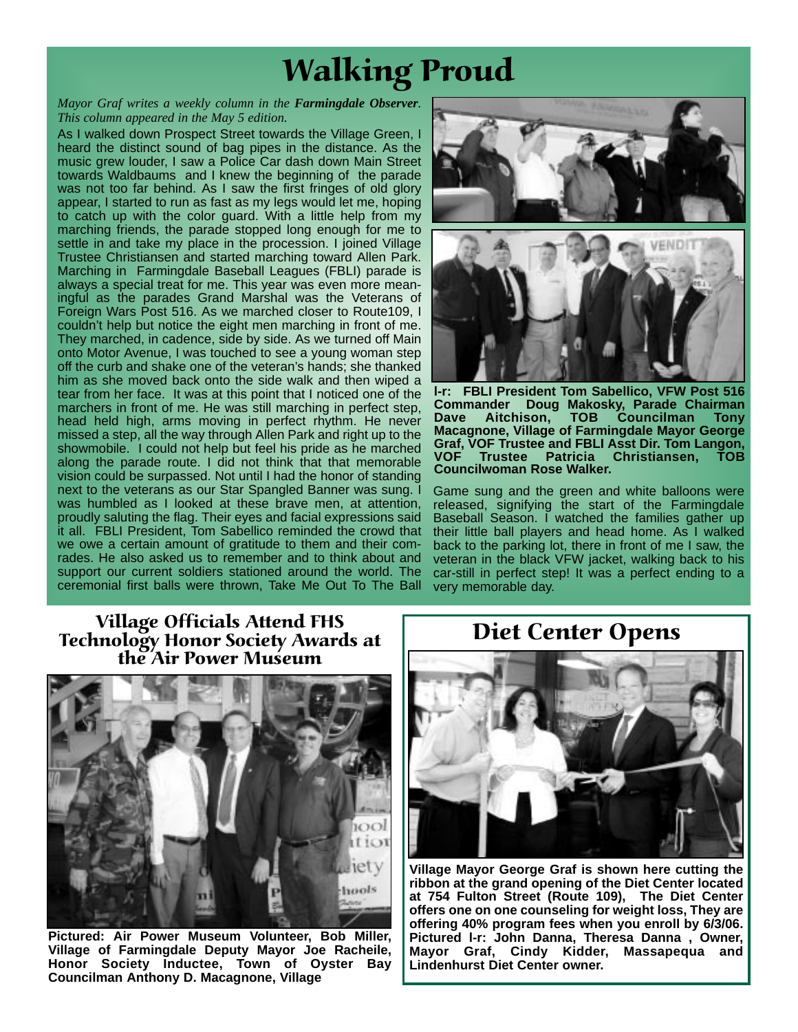# Walking Proud

*Mayor Graf writes a weekly column in the **Farmingdale Observer**. This column appeared in the May 5 edition.*

As I walked down Prospect Street towards the Village Green, I heard the distinct sound of bag pipes in the distance. As the music grew louder, I saw a Police Car dash down Main Street towards Waldbaums and I knew the beginning of the parade was not too far behind. As I saw the first fringes of old glory appear, I started to run as fast as my legs would let me, hoping to catch up with the color guard. With a little help from my marching friends, the parade stopped long enough for me to settle in and take my place in the procession. I joined Village Trustee Christiansen and started marching toward Allen Park. Marching in Farmingdale Baseball Leagues (FBLI) parade is always a special treat for me. This year was even more meaningful as the parades Grand Marshal was the Veterans of Foreign Wars Post 516. As we marched closer to Route109, I couldn't help but notice the eight men marching in front of me. They marched, in cadence, side by side. As we turned off Main onto Motor Avenue, I was touched to see a young woman step off the curb and shake one of the veteran's hands; she thanked him as she moved back onto the side walk and then wiped a tear from her face. It was at this point that I noticed one of the marchers in front of me. He was still marching in perfect step, head held high, arms moving in perfect rhythm. He never missed a step, all the way through Allen Park and right up to the showmobile. I could not help but feel his pride as he marched along the parade route. I did not think that that memorable vision could be surpassed. Not until I had the honor of standing next to the veterans as our Star Spangled Banner was sung. I was humbled as I looked at these brave men, at attention, proudly saluting the flag. Their eyes and facial expressions said it all. FBLI President, Tom Sabellico reminded the crowd that we owe a certain amount of gratitude to them and their comrades. He also asked us to remember and to think about and support our current soldiers stationed around the world. The ceremonial first balls were thrown, Take Me Out To The Ball Game sung and the green and white balloons were released, signifying the start of the Farmingdale Baseball Season. I watched the families gather up their little ball players and head home. As I walked back to the parking lot, there in front of me I saw, the veteran in the black VFW jacket, walking back to his car-still in perfect step! It was a perfect ending to a very memorable day.

**l-r: FBLI President Tom Sabellico, VFW Post 516 Commander Doug Makosky, Parade Chairman Dave Aitchison, TOB Councilman Tony Macagnone, Village of Farmingdale Mayor George Graf, VOF Trustee and FBLI Asst Dir. Tom Langon, VOF Trustee Patricia Christiansen, TOB Councilwoman Rose Walker.**

## Village Officials Attend FHS Technology Honor Society Awards at the Air Power Museum

**Pictured: Air Power Museum Volunteer, Bob Miller, Village of Farmingdale Deputy Mayor Joe Racheile, Honor Society Inductee, Town of Oyster Bay Councilman Anthony D. Macagnone, Village**

## Diet Center Opens

**Village Mayor George Graf is shown here cutting the ribbon at the grand opening of the Diet Center located at 754 Fulton Street (Route 109), The Diet Center offers one on one counseling for weight loss, They are offering 40% program fees when you enroll by 6/3/06. Pictured l-r: John Danna, Theresa Danna , Owner, Mayor Graf, Cindy Kidder, Massapequa and Lindenhurst Diet Center owner.**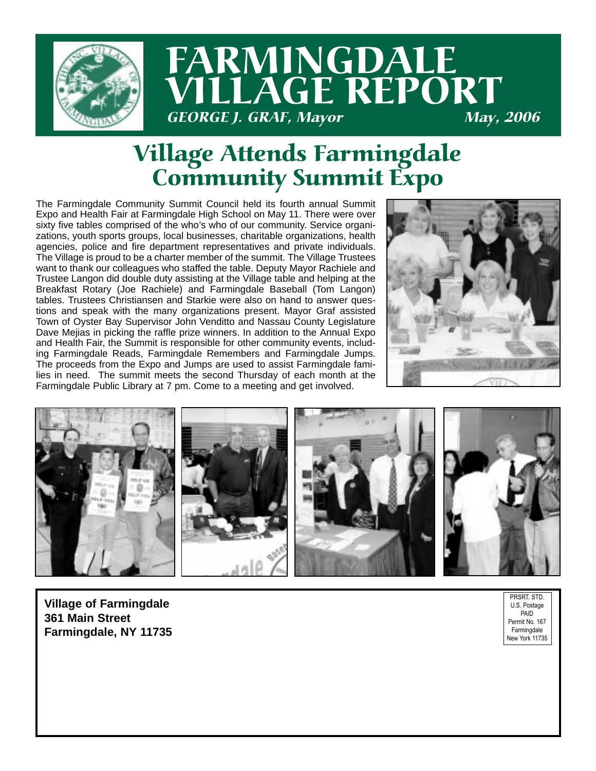# FARMINGDALE VILLAGE REPORT

*GEORGE J. GRAF, Mayor* — *May, 2006*

## Village Attends Farmingdale Community Summit Expo

The Farmingdale Community Summit Council held its fourth annual Summit Expo and Health Fair at Farmingdale High School on May 11. There were over sixty five tables comprised of the who's who of our community. Service organizations, youth sports groups, local businesses, charitable organizations, health agencies, police and fire department representatives and private individuals. The Village is proud to be a charter member of the summit. The Village Trustees want to thank our colleagues who staffed the table. Deputy Mayor Rachiele and Trustee Langon did double duty assisting at the Village table and helping at the Breakfast Rotary (Joe Rachiele) and Farmingdale Baseball (Tom Langon) tables. Trustees Christiansen and Starkie were also on hand to answer questions and speak with the many organizations present. Mayor Graf assisted Town of Oyster Bay Supervisor John Venditto and Nassau County Legislature Dave Mejias in picking the raffle prize winners. In addition to the Annual Expo and Health Fair, the Summit is responsible for other community events, including Farmingdale Reads, Farmingdale Remembers and Farmingdale Jumps. The proceeds from the Expo and Jumps are used to assist Farmingdale families in need. The summit meets the second Thursday of each month at the Farmingdale Public Library at 7 pm. Come to a meeting and get involved.

**Village of Farmingdale**
**361 Main Street**
**Farmingdale, NY 11735**

PRSRT. STD.
U.S. Postage
PAID
Permit No. 167
Farmingdale
New York 11735